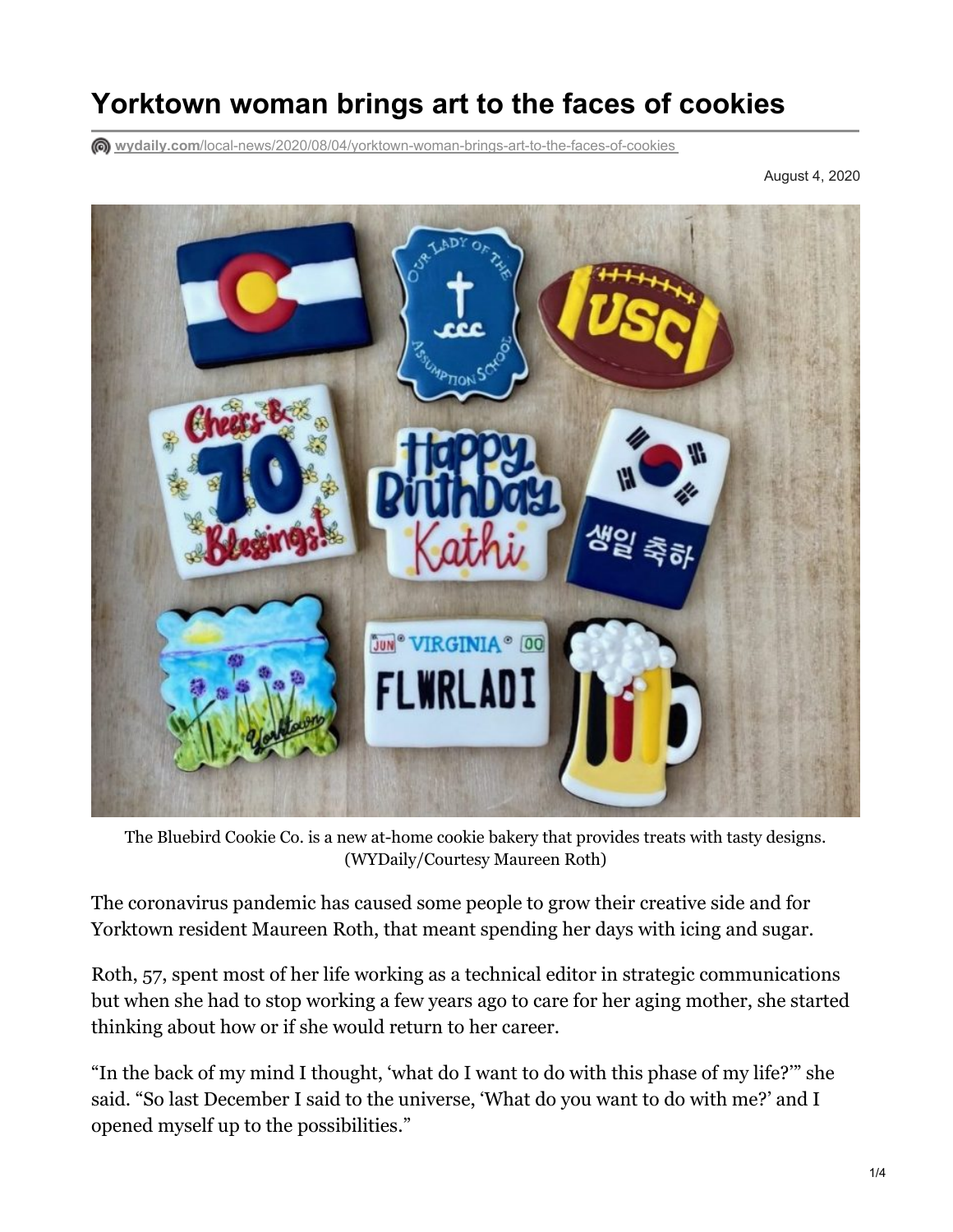# Yorktown woman brings art to the faces of cookies

wydaily.com/local-news/2020/08/04/yorktown-woman-brings-art-to-the-faces-of-cookies

August 4, 2020

The Bluebird Cookie Co. is a new at-home cookie bakery that provides treats with tasty designs. (WYDaily/Courtesy Maureen Roth)

The coronavirus pandemic has caused some people to grow their creative side and for Yorktown resident Maureen Roth, that meant spending her days with icing and sugar.

Roth, 57, spent most of her life working as a technical editor in strategic communications but when she had to stop working a few years ago to care for her aging mother, she started thinking about how or if she would return to her career.

"In the back of my mind I thought, 'what do I want to do with this phase of my life?'" she said. "So last December I said to the universe, 'What do you want to do with me?' and I opened myself up to the possibilities."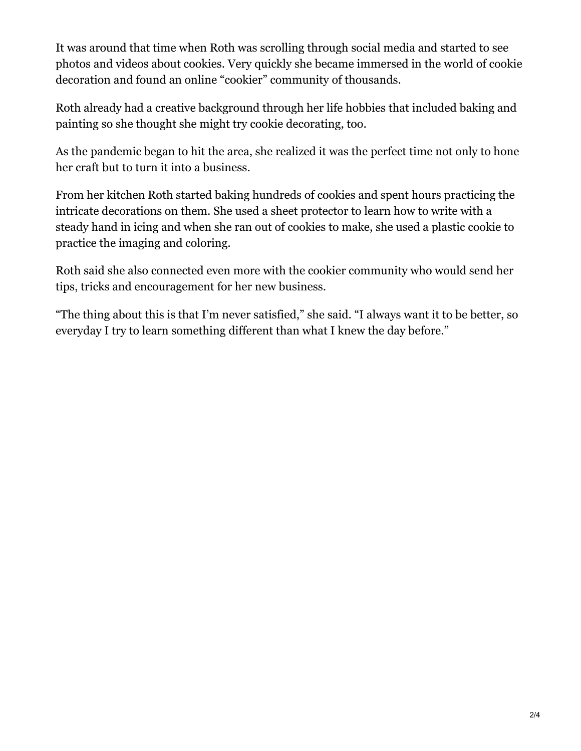It was around that time when Roth was scrolling through social media and started to see photos and videos about cookies. Very quickly she became immersed in the world of cookie decoration and found an online "cookier" community of thousands.

Roth already had a creative background through her life hobbies that included baking and painting so she thought she might try cookie decorating, too.

As the pandemic began to hit the area, she realized it was the perfect time not only to hone her craft but to turn it into a business.

From her kitchen Roth started baking hundreds of cookies and spent hours practicing the intricate decorations on them. She used a sheet protector to learn how to write with a steady hand in icing and when she ran out of cookies to make, she used a plastic cookie to practice the imaging and coloring.

Roth said she also connected even more with the cookier community who would send her tips, tricks and encouragement for her new business.

"The thing about this is that I'm never satisfied," she said. "I always want it to be better, so everyday I try to learn something different than what I knew the day before."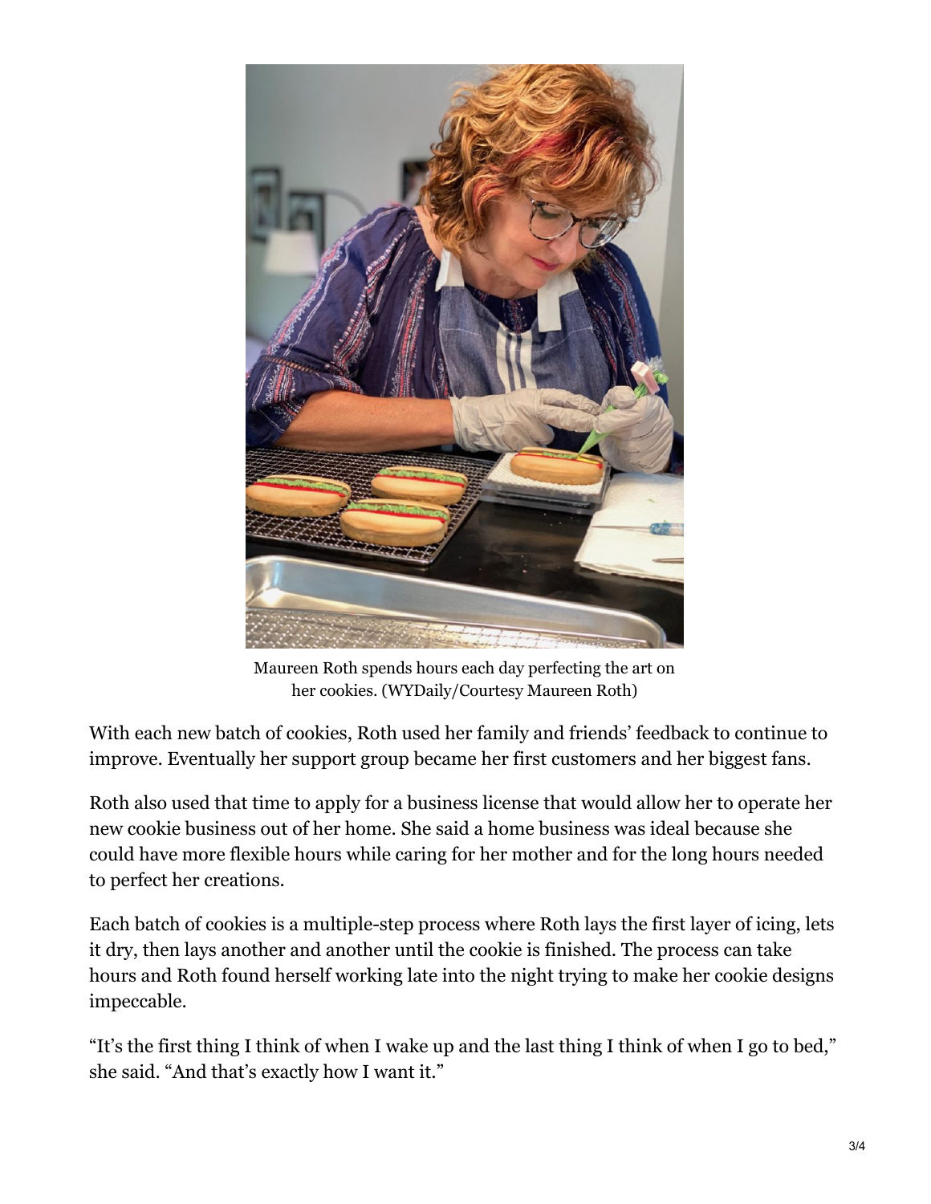Maureen Roth spends hours each day perfecting the art on her cookies. (WYDaily/Courtesy Maureen Roth)

With each new batch of cookies, Roth used her family and friends' feedback to continue to improve. Eventually her support group became her first customers and her biggest fans.

Roth also used that time to apply for a business license that would allow her to operate her new cookie business out of her home. She said a home business was ideal because she could have more flexible hours while caring for her mother and for the long hours needed to perfect her creations.

Each batch of cookies is a multiple-step process where Roth lays the first layer of icing, lets it dry, then lays another and another until the cookie is finished. The process can take hours and Roth found herself working late into the night trying to make her cookie designs impeccable.

"It's the first thing I think of when I wake up and the last thing I think of when I go to bed," she said. "And that's exactly how I want it."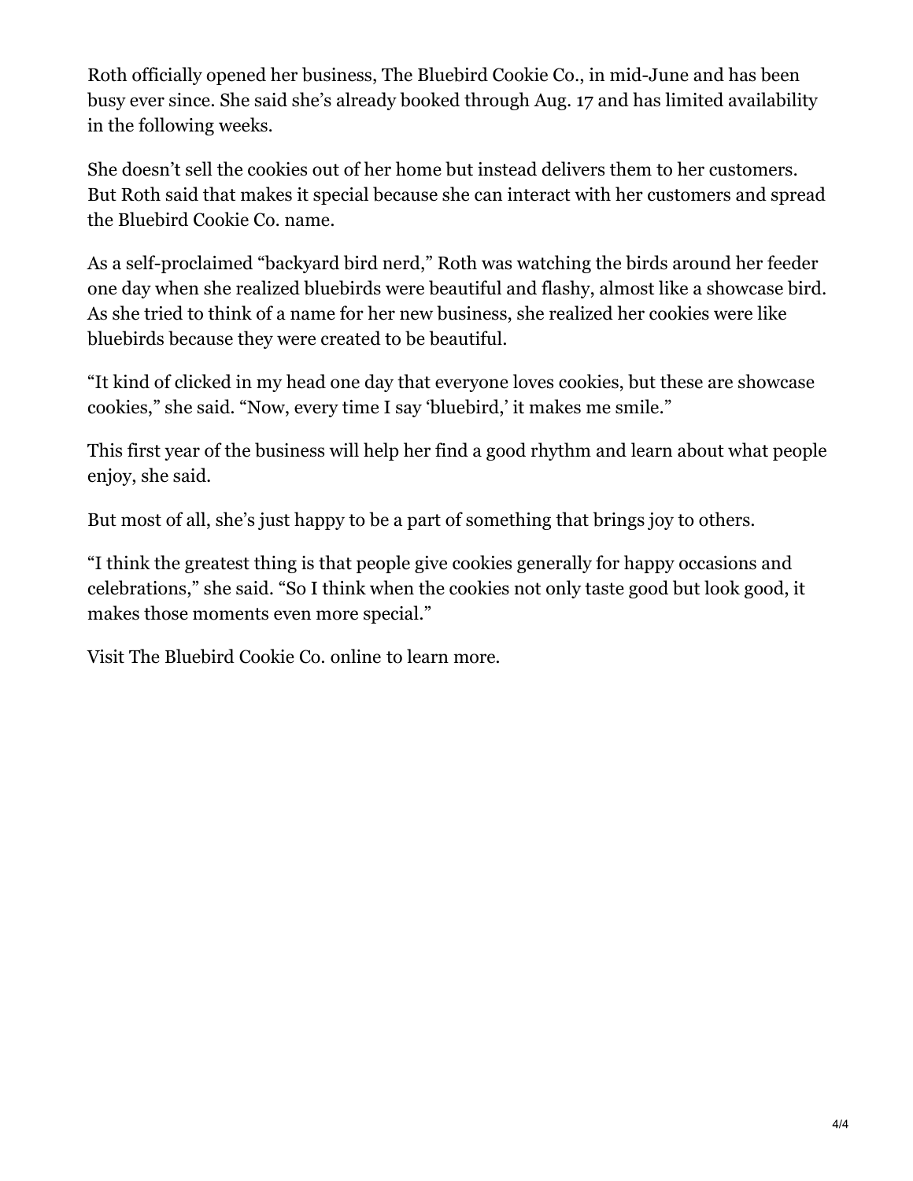Roth officially opened her business, The Bluebird Cookie Co., in mid-June and has been busy ever since. She said she's already booked through Aug. 17 and has limited availability in the following weeks.

She doesn't sell the cookies out of her home but instead delivers them to her customers. But Roth said that makes it special because she can interact with her customers and spread the Bluebird Cookie Co. name.

As a self-proclaimed "backyard bird nerd," Roth was watching the birds around her feeder one day when she realized bluebirds were beautiful and flashy, almost like a showcase bird. As she tried to think of a name for her new business, she realized her cookies were like bluebirds because they were created to be beautiful.

"It kind of clicked in my head one day that everyone loves cookies, but these are showcase cookies," she said. "Now, every time I say 'bluebird,' it makes me smile."

This first year of the business will help her find a good rhythm and learn about what people enjoy, she said.

But most of all, she's just happy to be a part of something that brings joy to others.

"I think the greatest thing is that people give cookies generally for happy occasions and celebrations," she said. "So I think when the cookies not only taste good but look good, it makes those moments even more special."

Visit The Bluebird Cookie Co. online to learn more.